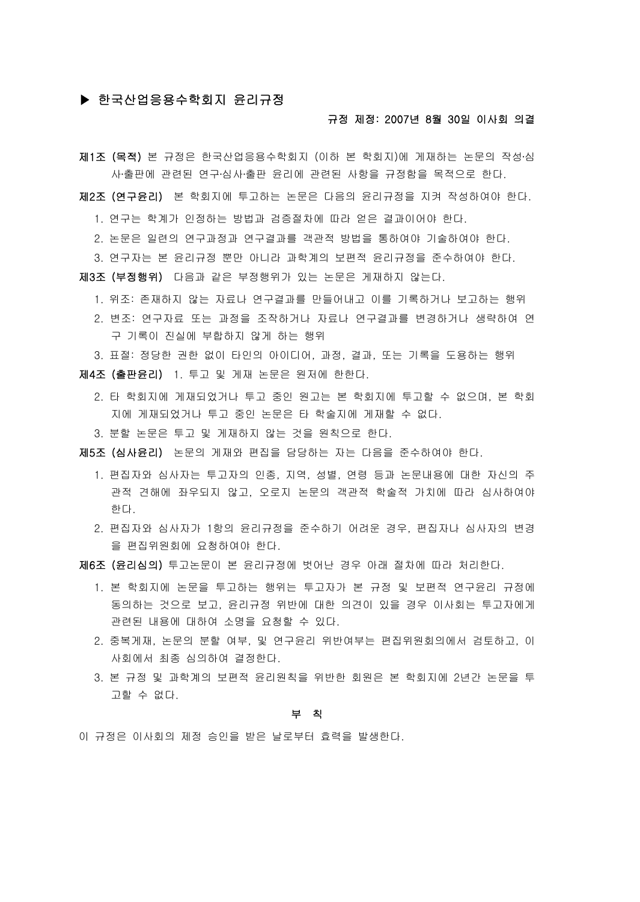# ▶ 한국산업응용수학회지 윤리규정

규정 제정: 2007년 8월 30일 이사회 의결

**제1조 (목적)** 본 규정은 한국산업응용수학회지 (이하 본 학회지)에 게재하는 논문의 작성·심사·출판에 관련된 연구·심사·출판 윤리에 관련된 사항을 규정함을 목적으로 한다.

**제2조 (연구윤리)** 본 학회지에 투고하는 논문은 다음의 윤리규정을 지켜 작성하여야 한다.

1. 연구는 학계가 인정하는 방법과 검증절차에 따라 얻은 결과이어야 한다.
2. 논문은 일련의 연구과정과 연구결과를 객관적 방법을 통하여야 기술하여야 한다.
3. 연구자는 본 윤리규정 뿐만 아니라 과학계의 보편적 윤리규정을 준수하여야 한다.

**제3조 (부정행위)** 다음과 같은 부정행위가 있는 논문은 게재하지 않는다.

1. 위조: 존재하지 않는 자료나 연구결과를 만들어내고 이를 기록하거나 보고하는 행위
2. 변조: 연구자료 또는 과정을 조작하거나 자료나 연구결과를 변경하거나 생략하여 연구 기록이 진실에 부합하지 않게 하는 행위
3. 표절: 정당한 권한 없이 타인의 아이디어, 과정, 결과, 또는 기록을 도용하는 행위

**제4조 (출판윤리)** 1. 투고 및 게재 논문은 원저에 한한다.

2. 타 학회지에 게재되었거나 투고 중인 원고는 본 학회지에 투고할 수 없으며, 본 학회지에 게재되었거나 투고 중인 논문은 타 학술지에 게재할 수 없다.
3. 분할 논문은 투고 및 게재하지 않는 것을 원칙으로 한다.

**제5조 (심사윤리)** 논문의 게재와 편집을 담당하는 자는 다음을 준수하여야 한다.

1. 편집자와 심사자는 투고자의 인종, 지역, 성별, 연령 등과 논문내용에 대한 자신의 주관적 견해에 좌우되지 않고, 오로지 논문의 객관적 학술적 가치에 따라 심사하여야 한다.
2. 편집자와 심사자가 1항의 윤리규정을 준수하기 어려운 경우, 편집자나 심사자의 변경을 편집위원회에 요청하여야 한다.

**제6조 (윤리심의)** 투고논문이 본 윤리규정에 벗어난 경우 아래 절차에 따라 처리한다.

1. 본 학회지에 논문을 투고하는 행위는 투고자가 본 규정 및 보편적 연구윤리 규정에 동의하는 것으로 보고, 윤리규정 위반에 대한 의견이 있을 경우 이사회는 투고자에게 관련된 내용에 대하여 소명을 요청할 수 있다.
2. 중복게재, 논문의 분할 여부, 및 연구윤리 위반여부는 편집위원회의에서 검토하고, 이사회에서 최종 심의하여 결정한다.
3. 본 규정 및 과학계의 보편적 윤리원칙을 위반한 회원은 본 학회지에 2년간 논문을 투고할 수 없다.

**부 칙**

이 규정은 이사회의 제정 승인을 받은 날로부터 효력을 발생한다.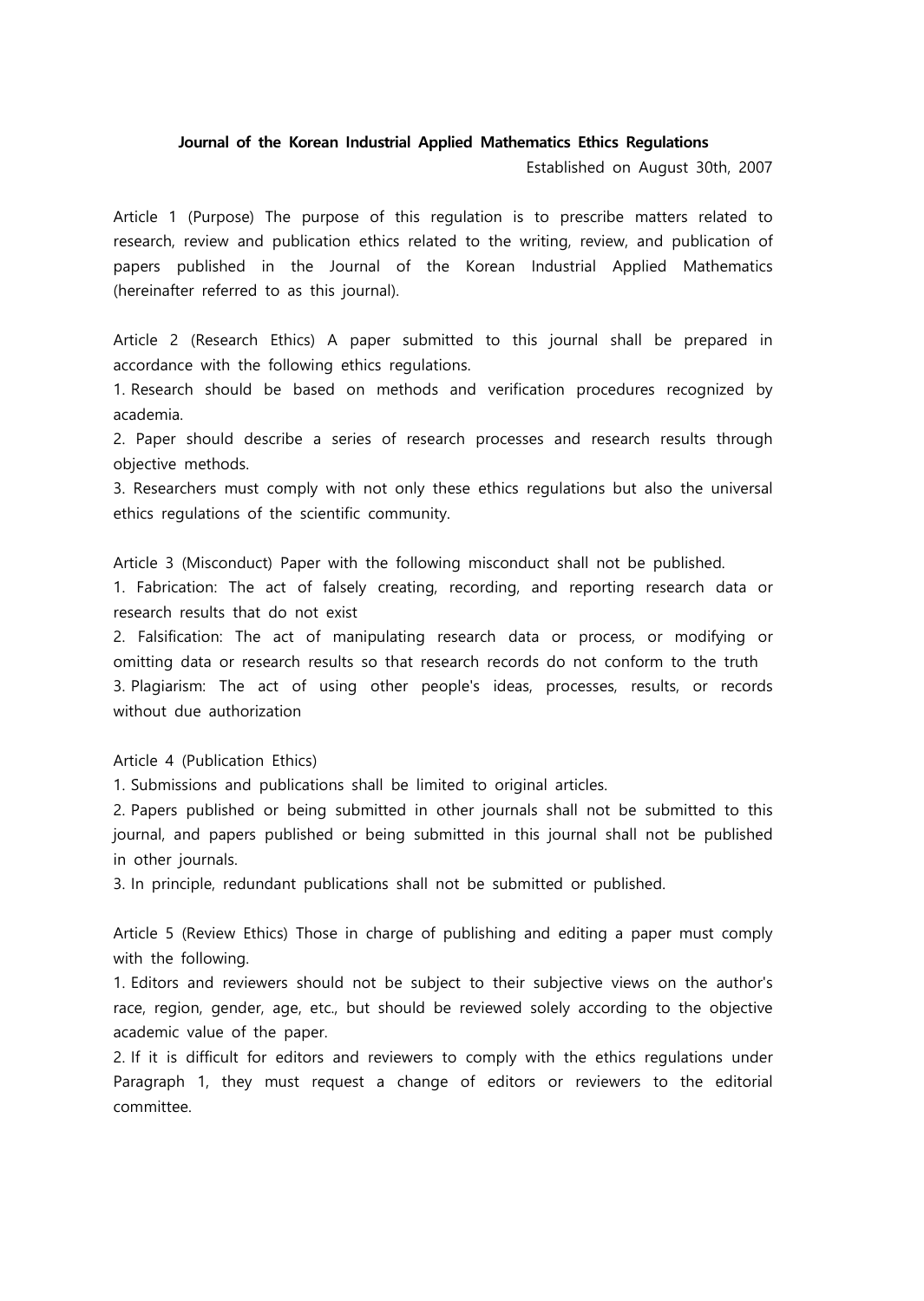**Journal of the Korean Industrial Applied Mathematics Ethics Regulations**

Established on August 30th, 2007

Article 1 (Purpose) The purpose of this regulation is to prescribe matters related to research, review and publication ethics related to the writing, review, and publication of papers published in the Journal of the Korean Industrial Applied Mathematics (hereinafter referred to as this journal).

Article 2 (Research Ethics) A paper submitted to this journal shall be prepared in accordance with the following ethics regulations.

1. Research should be based on methods and verification procedures recognized by academia.
2. Paper should describe a series of research processes and research results through objective methods.
3. Researchers must comply with not only these ethics regulations but also the universal ethics regulations of the scientific community.

Article 3 (Misconduct) Paper with the following misconduct shall not be published.

1. Fabrication: The act of falsely creating, recording, and reporting research data or research results that do not exist
2. Falsification: The act of manipulating research data or process, or modifying or omitting data or research results so that research records do not conform to the truth
3. Plagiarism: The act of using other people's ideas, processes, results, or records without due authorization

Article 4 (Publication Ethics)

1. Submissions and publications shall be limited to original articles.
2. Papers published or being submitted in other journals shall not be submitted to this journal, and papers published or being submitted in this journal shall not be published in other journals.
3. In principle, redundant publications shall not be submitted or published.

Article 5 (Review Ethics) Those in charge of publishing and editing a paper must comply with the following.

1. Editors and reviewers should not be subject to their subjective views on the author's race, region, gender, age, etc., but should be reviewed solely according to the objective academic value of the paper.
2. If it is difficult for editors and reviewers to comply with the ethics regulations under Paragraph 1, they must request a change of editors or reviewers to the editorial committee.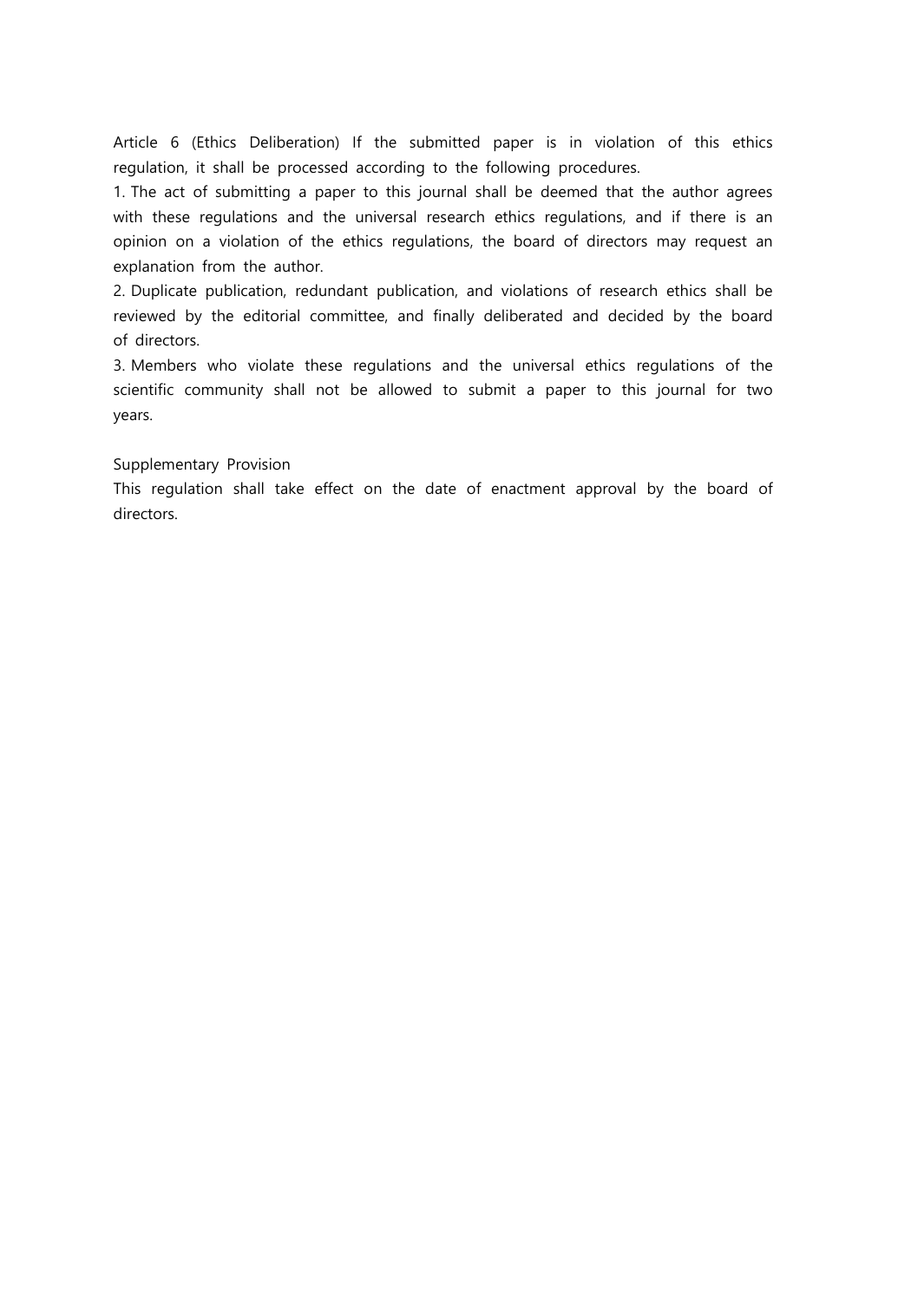Article 6 (Ethics Deliberation) If the submitted paper is in violation of this ethics regulation, it shall be processed according to the following procedures.

1. The act of submitting a paper to this journal shall be deemed that the author agrees with these regulations and the universal research ethics regulations, and if there is an opinion on a violation of the ethics regulations, the board of directors may request an explanation from the author.
2. Duplicate publication, redundant publication, and violations of research ethics shall be reviewed by the editorial committee, and finally deliberated and decided by the board of directors.
3. Members who violate these regulations and the universal ethics regulations of the scientific community shall not be allowed to submit a paper to this journal for two years.

Supplementary Provision

This regulation shall take effect on the date of enactment approval by the board of directors.